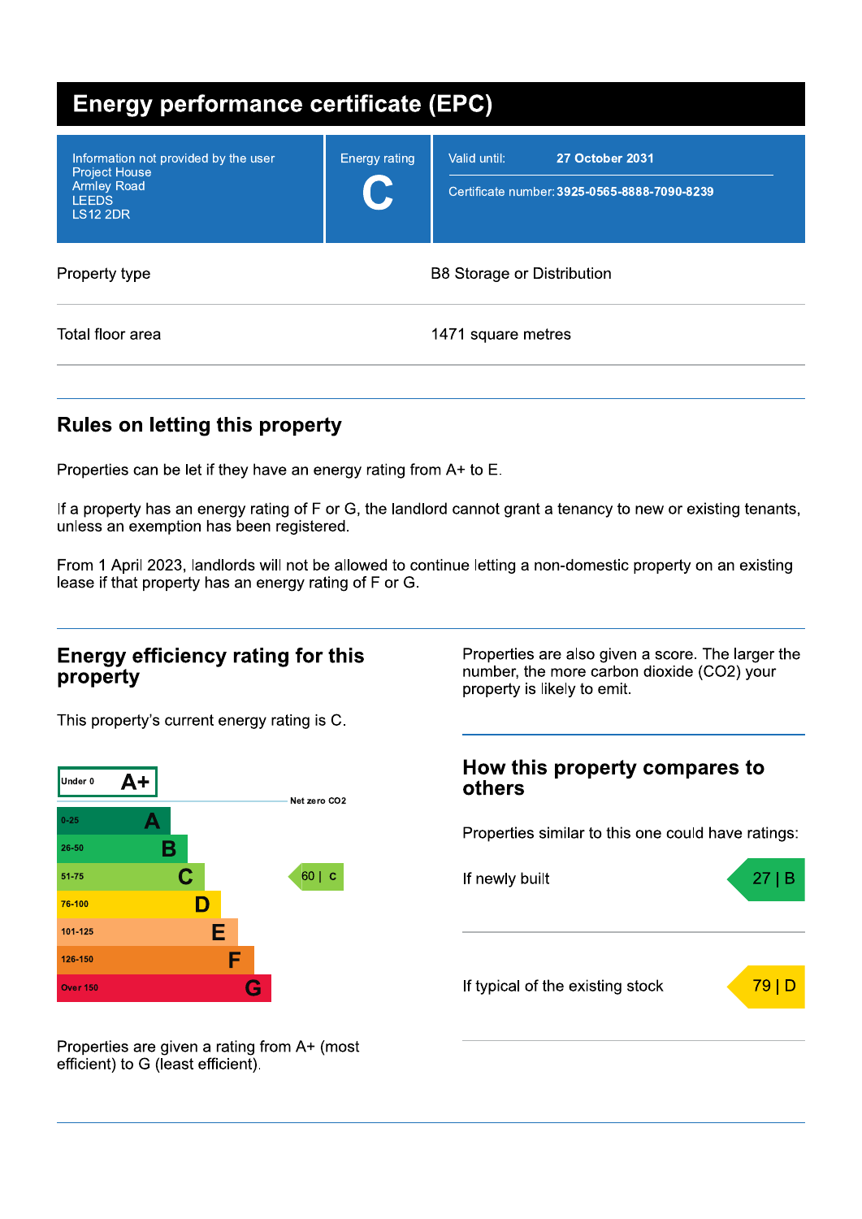# Energy performance certificate (EPC)

| | | |
|---|---|---|
| Information not provided by the user<br>Project House<br>Armley Road<br>LEEDS<br>LS12 2DR | Energy rating<br>**C** | Valid until: **27 October 2031**<br>Certificate number: **3925-0565-8888-7090-8239** |

| | |
|---|---|
| Property type | B8 Storage or Distribution |
| Total floor area | 1471 square metres |

## Rules on letting this property

Properties can be let if they have an energy rating from A+ to E.

If a property has an energy rating of F or G, the landlord cannot grant a tenancy to new or existing tenants, unless an exemption has been registered.

From 1 April 2023, landlords will not be allowed to continue letting a non-domestic property on an existing lease if that property has an energy rating of F or G.

## Energy efficiency rating for this property

This property's current energy rating is C.

| Score | Rating |
|---|---|
| Under 0 | A+ |
| 0-25 | A |
| 26-50 | B |
| 51-75 | C |
| 76-100 | D |
| 101-125 | E |
| 126-150 | F |
| Over 150 | G |

Net zero CO2

This property: 60 | C

Properties are given a rating from A+ (most efficient) to G (least efficient).

Properties are also given a score. The larger the number, the more carbon dioxide ($CO_2$) your property is likely to emit.

## How this property compares to others

Properties similar to this one could have ratings:

| | |
|---|---|
| If newly built | 27 \| B |
| If typical of the existing stock | 79 \| D |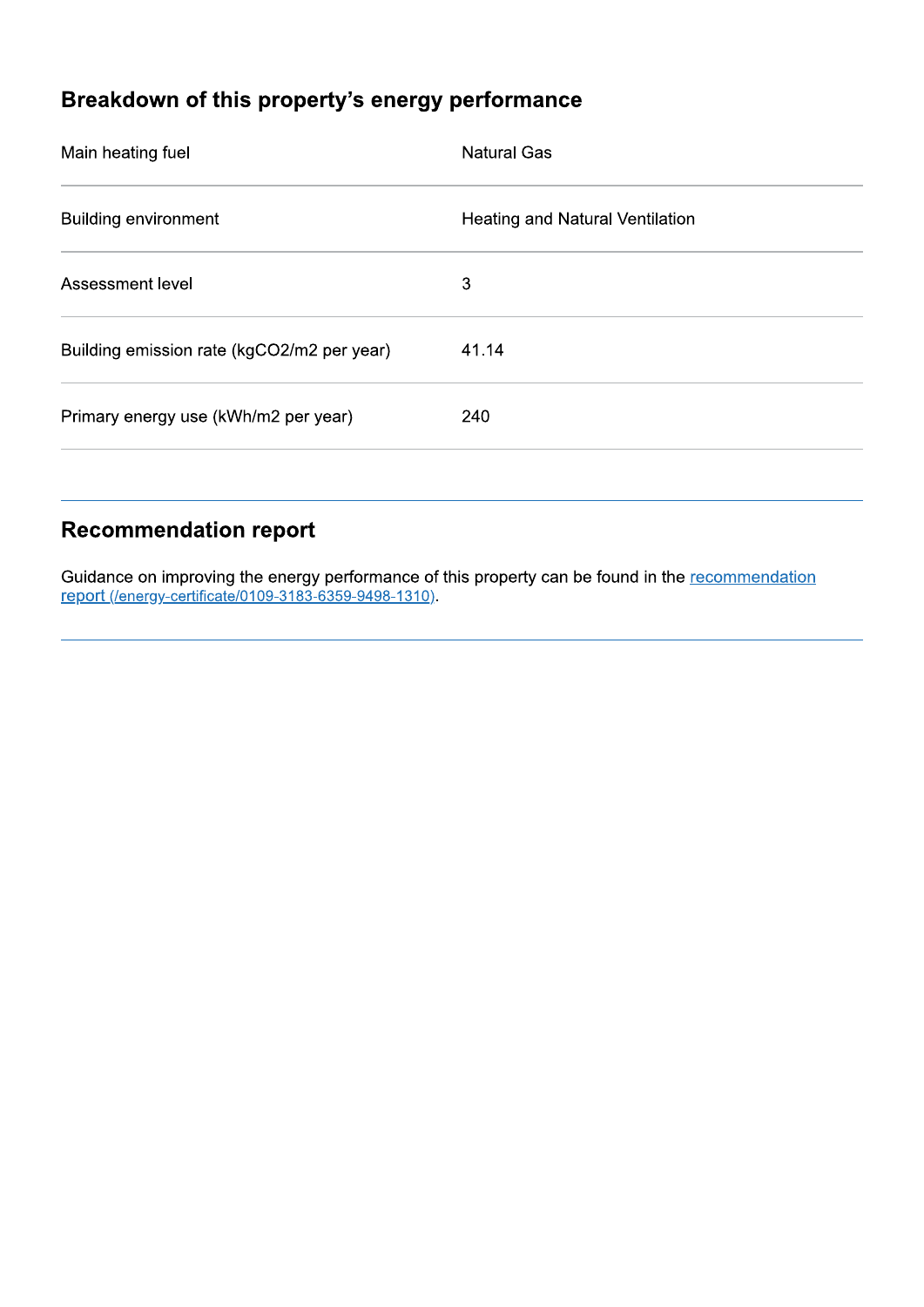## Breakdown of this property’s energy performance

| | |
|---|---|
| Main heating fuel | Natural Gas |
| Building environment | Heating and Natural Ventilation |
| Assessment level | 3 |
| Building emission rate (kgCO2/m2 per year) | 41.14 |
| Primary energy use (kWh/m2 per year) | 240 |

## Recommendation report

Guidance on improving the energy performance of this property can be found in the recommendation report (/energy-certificate/0109-3183-6359-9498-1310).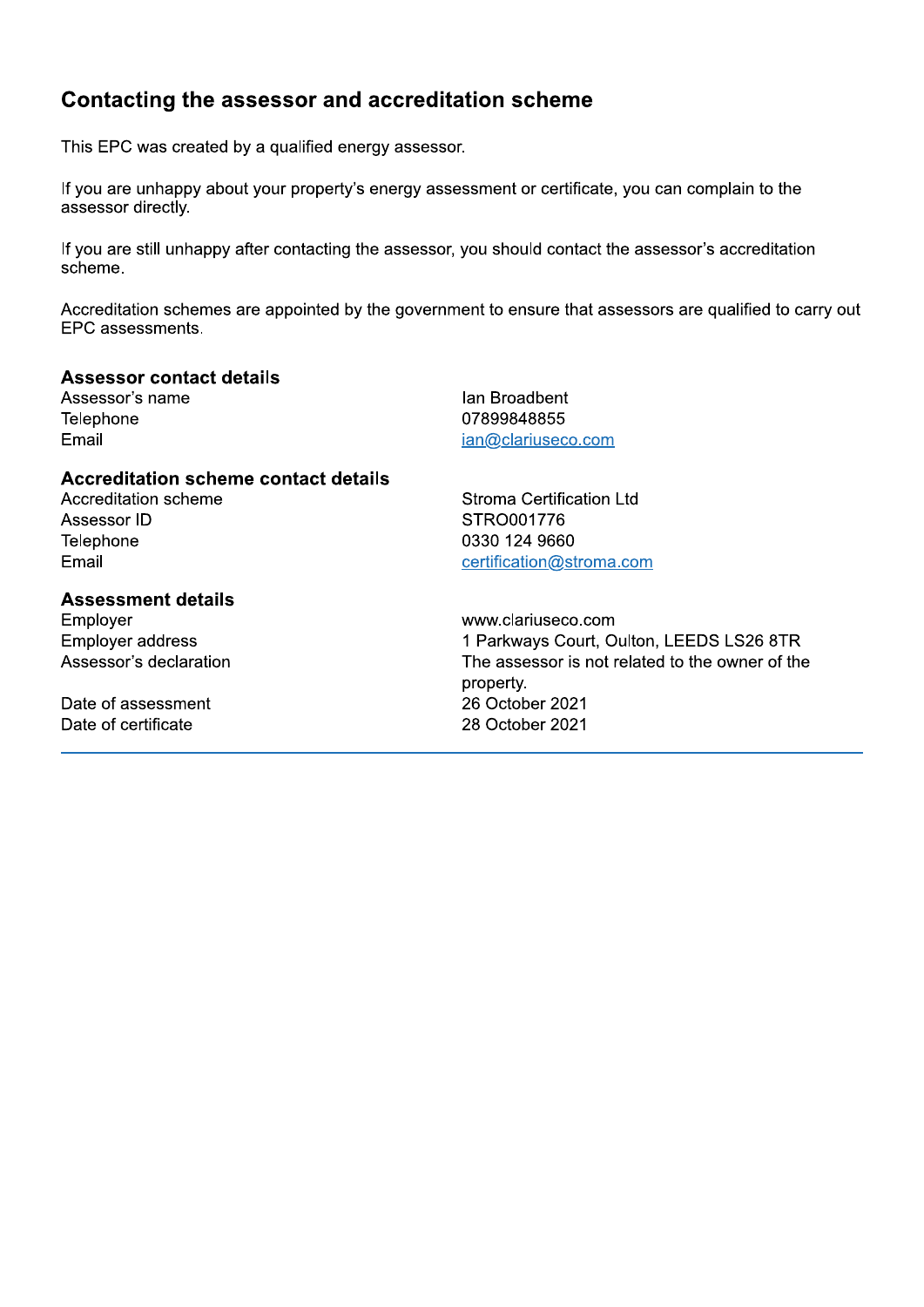## Contacting the assessor and accreditation scheme

This EPC was created by a qualified energy assessor.

If you are unhappy about your property's energy assessment or certificate, you can complain to the assessor directly.

If you are still unhappy after contacting the assessor, you should contact the assessor's accreditation scheme.

Accreditation schemes are appointed by the government to ensure that assessors are qualified to carry out EPC assessments.

### Assessor contact details

| | |
|---|---|
| Assessor's name | Ian Broadbent |
| Telephone | 07899848855 |
| Email | ian@clariuseco.com |

### Accreditation scheme contact details

| | |
|---|---|
| Accreditation scheme | Stroma Certification Ltd |
| Assessor ID | STRO001776 |
| Telephone | 0330 124 9660 |
| Email | certification@stroma.com |

### Assessment details

| | |
|---|---|
| Employer | www.clariuseco.com |
| Employer address | 1 Parkways Court, Oulton, LEEDS LS26 8TR |
| Assessor's declaration | The assessor is not related to the owner of the property. |
| Date of assessment | 26 October 2021 |
| Date of certificate | 28 October 2021 |